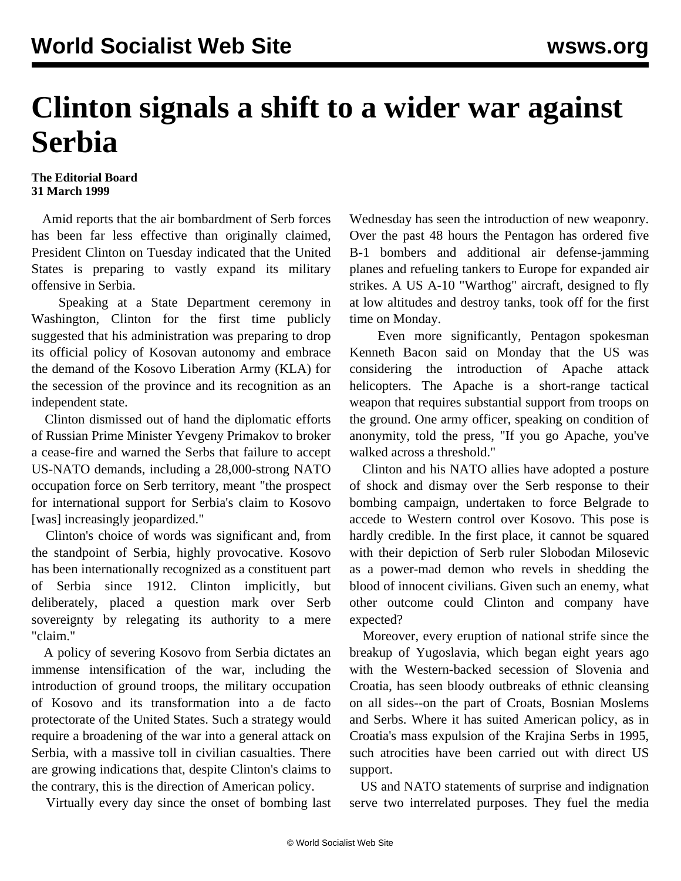# Clinton signals a shift to a wider war against Serbia

**The Editorial Board**
**31 March 1999**

Amid reports that the air bombardment of Serb forces has been far less effective than originally claimed, President Clinton on Tuesday indicated that the United States is preparing to vastly expand its military offensive in Serbia.

Speaking at a State Department ceremony in Washington, Clinton for the first time publicly suggested that his administration was preparing to drop its official policy of Kosovan autonomy and embrace the demand of the Kosovo Liberation Army (KLA) for the secession of the province and its recognition as an independent state.

Clinton dismissed out of hand the diplomatic efforts of Russian Prime Minister Yevgeny Primakov to broker a cease-fire and warned the Serbs that failure to accept US-NATO demands, including a 28,000-strong NATO occupation force on Serb territory, meant "the prospect for international support for Serbia's claim to Kosovo [was] increasingly jeopardized."

Clinton's choice of words was significant and, from the standpoint of Serbia, highly provocative. Kosovo has been internationally recognized as a constituent part of Serbia since 1912. Clinton implicitly, but deliberately, placed a question mark over Serb sovereignty by relegating its authority to a mere "claim."

A policy of severing Kosovo from Serbia dictates an immense intensification of the war, including the introduction of ground troops, the military occupation of Kosovo and its transformation into a de facto protectorate of the United States. Such a strategy would require a broadening of the war into a general attack on Serbia, with a massive toll in civilian casualties. There are growing indications that, despite Clinton's claims to the contrary, this is the direction of American policy.

Virtually every day since the onset of bombing last Wednesday has seen the introduction of new weaponry. Over the past 48 hours the Pentagon has ordered five B-1 bombers and additional air defense-jamming planes and refueling tankers to Europe for expanded air strikes. A US A-10 "Warthog" aircraft, designed to fly at low altitudes and destroy tanks, took off for the first time on Monday.

Even more significantly, Pentagon spokesman Kenneth Bacon said on Monday that the US was considering the introduction of Apache attack helicopters. The Apache is a short-range tactical weapon that requires substantial support from troops on the ground. One army officer, speaking on condition of anonymity, told the press, "If you go Apache, you've walked across a threshold."

Clinton and his NATO allies have adopted a posture of shock and dismay over the Serb response to their bombing campaign, undertaken to force Belgrade to accede to Western control over Kosovo. This pose is hardly credible. In the first place, it cannot be squared with their depiction of Serb ruler Slobodan Milosevic as a power-mad demon who revels in shedding the blood of innocent civilians. Given such an enemy, what other outcome could Clinton and company have expected?

Moreover, every eruption of national strife since the breakup of Yugoslavia, which began eight years ago with the Western-backed secession of Slovenia and Croatia, has seen bloody outbreaks of ethnic cleansing on all sides--on the part of Croats, Bosnian Moslems and Serbs. Where it has suited American policy, as in Croatia's mass expulsion of the Krajina Serbs in 1995, such atrocities have been carried out with direct US support.

US and NATO statements of surprise and indignation serve two interrelated purposes. They fuel the media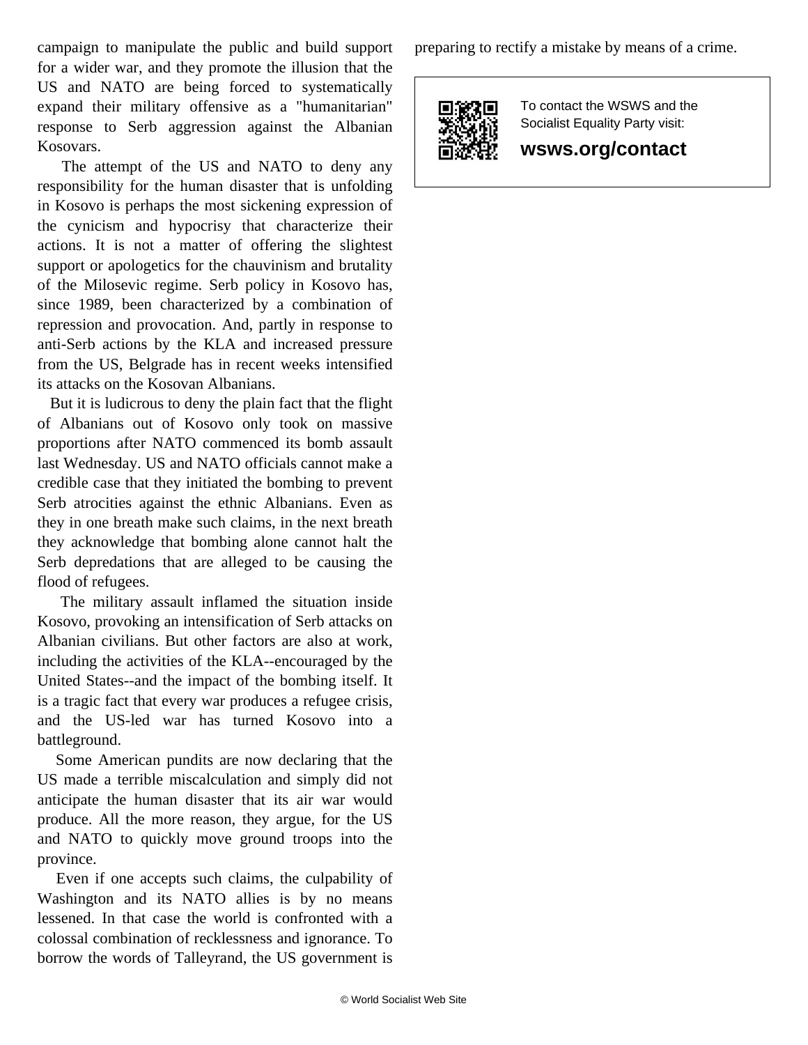campaign to manipulate the public and build support for a wider war, and they promote the illusion that the US and NATO are being forced to systematically expand their military offensive as a "humanitarian" response to Serb aggression against the Albanian Kosovars.

The attempt of the US and NATO to deny any responsibility for the human disaster that is unfolding in Kosovo is perhaps the most sickening expression of the cynicism and hypocrisy that characterize their actions. It is not a matter of offering the slightest support or apologetics for the chauvinism and brutality of the Milosevic regime. Serb policy in Kosovo has, since 1989, been characterized by a combination of repression and provocation. And, partly in response to anti-Serb actions by the KLA and increased pressure from the US, Belgrade has in recent weeks intensified its attacks on the Kosovan Albanians.

But it is ludicrous to deny the plain fact that the flight of Albanians out of Kosovo only took on massive proportions after NATO commenced its bomb assault last Wednesday. US and NATO officials cannot make a credible case that they initiated the bombing to prevent Serb atrocities against the ethnic Albanians. Even as they in one breath make such claims, in the next breath they acknowledge that bombing alone cannot halt the Serb depredations that are alleged to be causing the flood of refugees.

The military assault inflamed the situation inside Kosovo, provoking an intensification of Serb attacks on Albanian civilians. But other factors are also at work, including the activities of the KLA--encouraged by the United States--and the impact of the bombing itself. It is a tragic fact that every war produces a refugee crisis, and the US-led war has turned Kosovo into a battleground.

Some American pundits are now declaring that the US made a terrible miscalculation and simply did not anticipate the human disaster that its air war would produce. All the more reason, they argue, for the US and NATO to quickly move ground troops into the province.

Even if one accepts such claims, the culpability of Washington and its NATO allies is by no means lessened. In that case the world is confronted with a colossal combination of recklessness and ignorance. To borrow the words of Talleyrand, the US government is preparing to rectify a mistake by means of a crime.

To contact the WSWS and the Socialist Equality Party visit:

**wsws.org/contact**